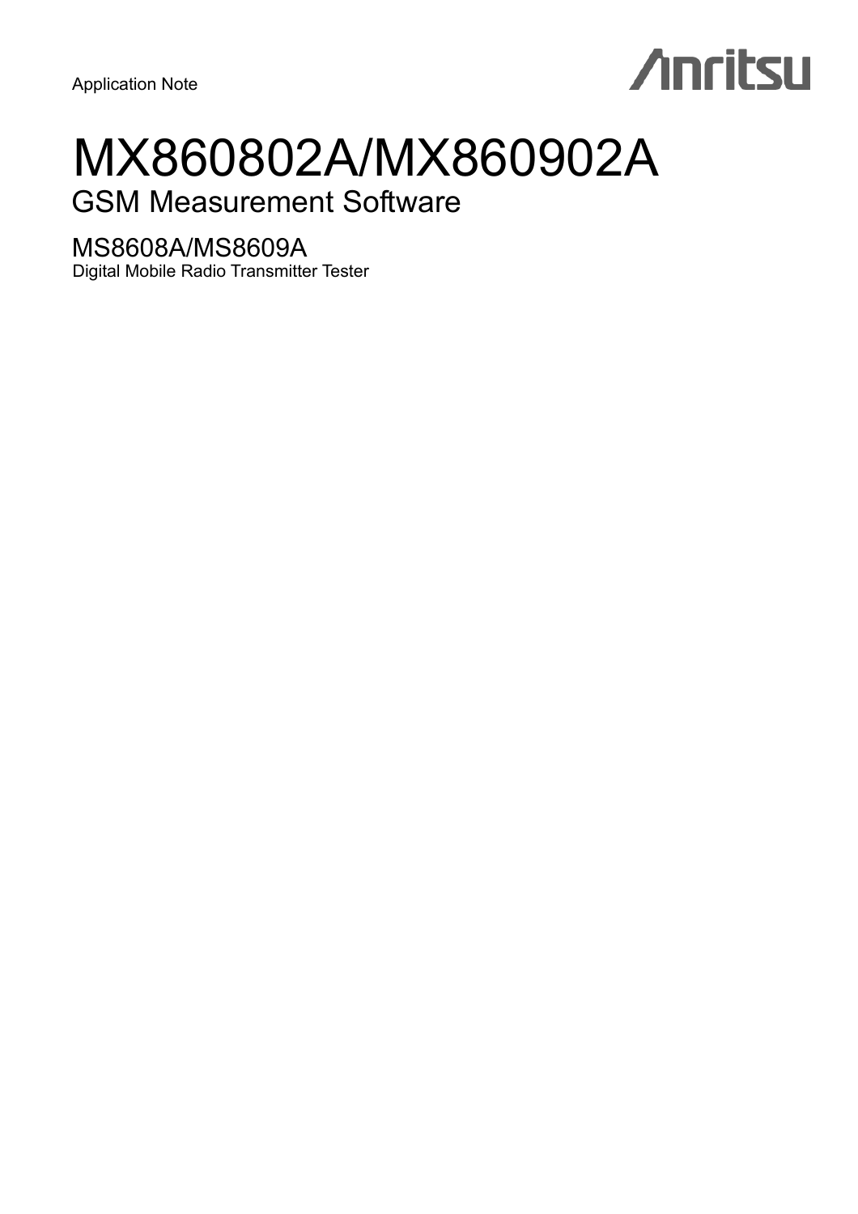Application Note

Anritsu

# MX860802A/MX860902A

## GSM Measurement Software

### MS8608A/MS8609A

Digital Mobile Radio Transmitter Tester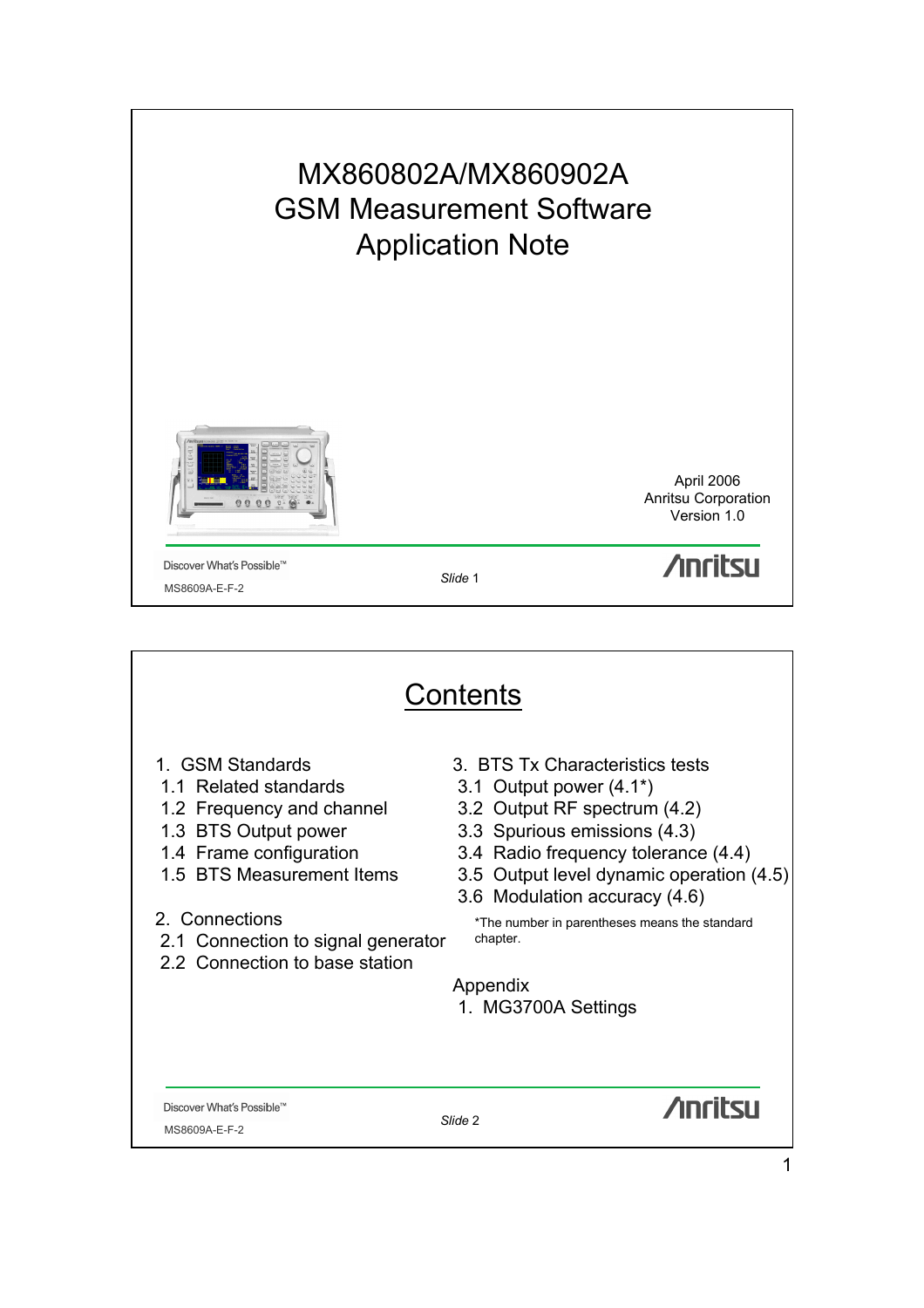# MX860802A/MX860902A GSM Measurement Software Application Note

April 2006
Anritsu Corporation
Version 1.0

Discover What's Possible™

MS8609A-E-F-2

## Contents

1. GSM Standards
   - 1.1 Related standards
   - 1.2 Frequency and channel
   - 1.3 BTS Output power
   - 1.4 Frame configuration
   - 1.5 BTS Measurement Items

2. Connections
   - 2.1 Connection to signal generator
   - 2.2 Connection to base station

3. BTS Tx Characteristics tests
   - 3.1 Output power (4.1*)
   - 3.2 Output RF spectrum (4.2)
   - 3.3 Spurious emissions (4.3)
   - 3.4 Radio frequency tolerance (4.4)
   - 3.5 Output level dynamic operation (4.5)
   - 3.6 Modulation accuracy (4.6)

*The number in parentheses means the standard chapter.

Appendix
1. MG3700A Settings

Discover What's Possible™

MS8609A-E-F-2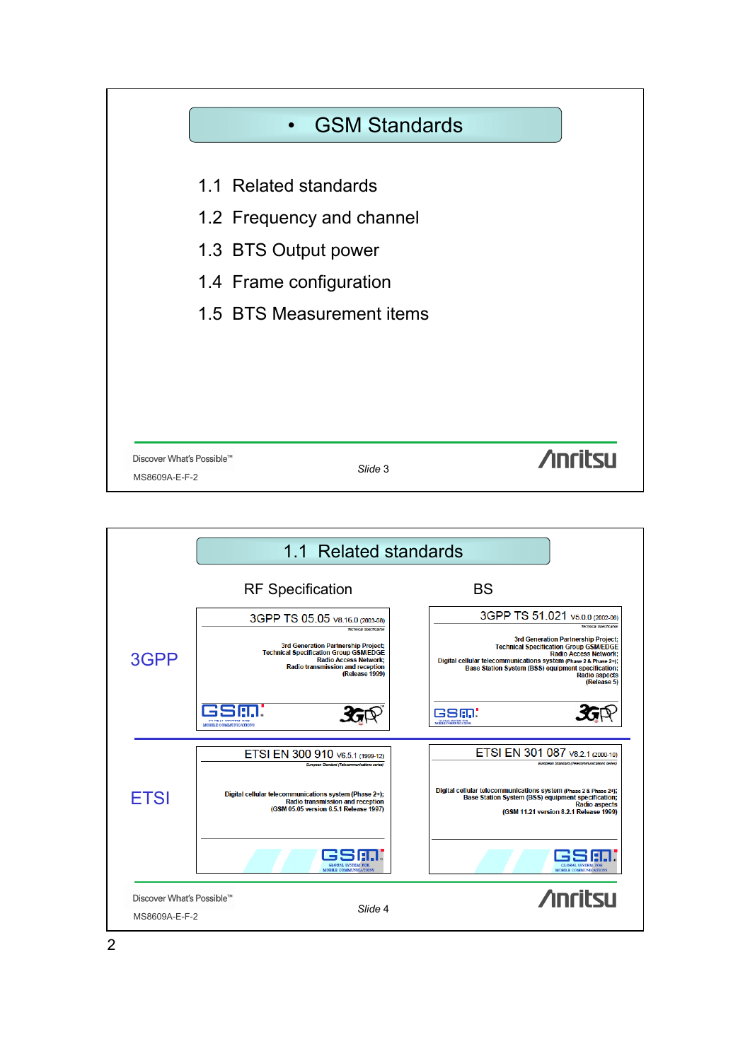## • GSM Standards

1.1 Related standards

1.2 Frequency and channel

1.3 BTS Output power

1.4 Frame configuration

1.5 BTS Measurement items

Discover What's Possible™

MS8609A-E-F-2

*Slide 3*

---

## 1.1 Related standards

| | RF Specification | BS |
|---|---|---|
| 3GPP | 3GPP TS 05.05 V8.16.0 (2003-08) Technical Specification — 3rd Generation Partnership Project; Technical Specification Group GSM/EDGE Radio Access Network; Radio transmission and reception (Release 1999) | 3GPP TS 51.021 V5.0.0 (2002-06) Technical Specification — 3rd Generation Partnership Project; Technical Specification Group GSM/EDGE Radio Access Network; Digital cellular telecommunications system (Phase 2 & Phase 2+); Base Station System (BSS) equipment specification; Radio aspects (Release 5) |
| ETSI | ETSI EN 300 910 V6.5.1 (1999-12) European Standard (Telecommunications series) — Digital cellular telecommunications system (Phase 2+); Radio transmission and reception (GSM 05.05 version 6.5.1 Release 1997) | ETSI EN 301 087 V8.2.1 (2000-10) European Standard (Telecommunications series) — Digital cellular telecommunications system (Phase 2 & Phase 2+); Base Station System (BSS) equipment specification; Radio aspects (GSM 11.21 version 8.2.1 Release 1999) |

Discover What's Possible™

MS8609A-E-F-2

*Slide 4*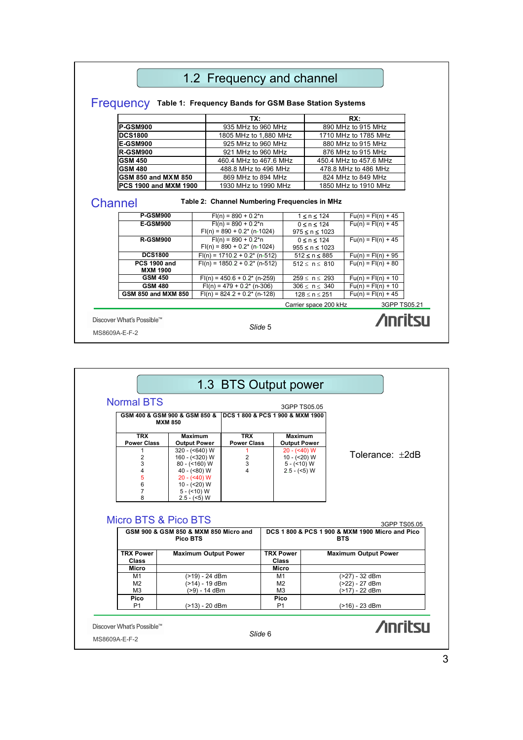# 1.2 Frequency and channel

## Frequency

**Table 1: Frequency Bands for GSM Base Station Systems**

| | TX: | RX: |
|---|---|---|
| **P-GSM900** | 935 MHz to 960 MHz | 890 MHz to 915 MHz |
| **DCS1800** | 1805 MHz to 1,880 MHz | 1710 MHz to 1785 MHz |
| **E-GSM900** | 925 MHz to 960 MHz | 880 MHz to 915 MHz |
| **R-GSM900** | 921 MHz to 960 MHz | 876 MHz to 915 MHz |
| **GSM 450** | 460.4 MHz to 467.6 MHz | 450.4 MHz to 457.6 MHz |
| **GSM 480** | 488.8 MHz to 496 MHz | 478.8 MHz to 486 MHz |
| **GSM 850 and MXM 850** | 869 MHz to 894 MHz | 824 MHz to 849 MHz |
| **PCS 1900 and MXM 1900** | 1930 MHz to 1990 MHz | 1850 MHz to 1910 MHz |

## Channel

**Table 2: Channel Numbering Frequencies in MHz**

| | | | |
|---|---|---|---|
| **P-GSM900** | Fl(n) = 890 + 0.2*n | 1 ≤ n ≤ 124 | Fu(n) = Fl(n) + 45 |
| **E-GSM900** | Fl(n) = 890 + 0.2*n<br>Fl(n) = 890 + 0.2* (n-1024) | 0 ≤ n ≤ 124<br>975 ≤ n ≤ 1023 | Fu(n) = Fl(n) + 45 |
| **R-GSM900** | Fl(n) = 890 + 0.2*n<br>Fl(n) = 890 + 0.2* (n-1024) | 0 ≤ n ≤ 124<br>955 ≤ n ≤ 1023 | Fu(n) = Fl(n) + 45 |
| **DCS1800** | Fl(n) = 1710.2 + 0.2* (n-512) | 512 ≤ n ≤ 885 | Fu(n) = Fl(n) + 95 |
| **PCS 1900 and MXM 1900** | Fl(n) = 1850.2 + 0.2* (n-512) | 512 ≤ n ≤ 810 | Fu(n) = Fl(n) + 80 |
| **GSM 450** | Fl(n) = 450.6 + 0.2* (n-259) | 259 ≤ n ≤ 293 | Fu(n) = Fl(n) + 10 |
| **GSM 480** | Fl(n) = 479 + 0.2* (n-306) | 306 ≤ n ≤ 340 | Fu(n) = Fl(n) + 10 |
| **GSM 850 and MXM 850** | Fl(n) = 824.2 + 0.2* (n-128) | 128 ≤ n ≤ 251 | Fu(n) = Fl(n) + 45 |

Carrier space 200 kHz     3GPP TS05.21

Discover What's Possible™

*Slide 5*

MS8609A-E-F-2

# 1.3 BTS Output power

## Normal BTS

3GPP TS05.05

| GSM 400 & GSM 900 & GSM 850 & MXM 850 | | DCS 1 800 & PCS 1 900 & MXM 1900 | |
|---|---|---|---|
| **TRX Power Class** | **Maximum Output Power** | **TRX Power Class** | **Maximum Output Power** |
| 1 | 320 - (<640) W | 1 | 20 - (<40) W |
| 2 | 160 - (<320) W | 2 | 10 - (<20) W |
| 3 | 80 - (<160) W | 3 | 5 - (<10) W |
| 4 | 40 - (<80) W | 4 | 2.5 - (<5) W |
| 5 | 20 - (<40) W | | |
| 6 | 10 - (<20) W | | |
| 7 | 5 - (<10) W | | |
| 8 | 2.5 - (<5) W | | |

Tolerance: ±2dB

## Micro BTS & Pico BTS

3GPP TS05.05

| GSM 900 & GSM 850 & MXM 850 Micro and Pico BTS | | DCS 1 800 & PCS 1 900 & MXM 1900 Micro and Pico BTS | |
|---|---|---|---|
| **TRX Power Class** | **Maximum Output Power** | **TRX Power Class** | **Maximum Output Power** |
| **Micro** | | **Micro** | |
| M1 | (>19) - 24 dBm | M1 | (>27) - 32 dBm |
| M2 | (>14) - 19 dBm | M2 | (>22) - 27 dBm |
| M3 | (>9) - 14 dBm | M3 | (>17) - 22 dBm |
| **Pico** | | **Pico** | |
| P1 | (>13) - 20 dBm | P1 | (>16) - 23 dBm |

Discover What's Possible™

*Slide 6*

MS8609A-E-F-2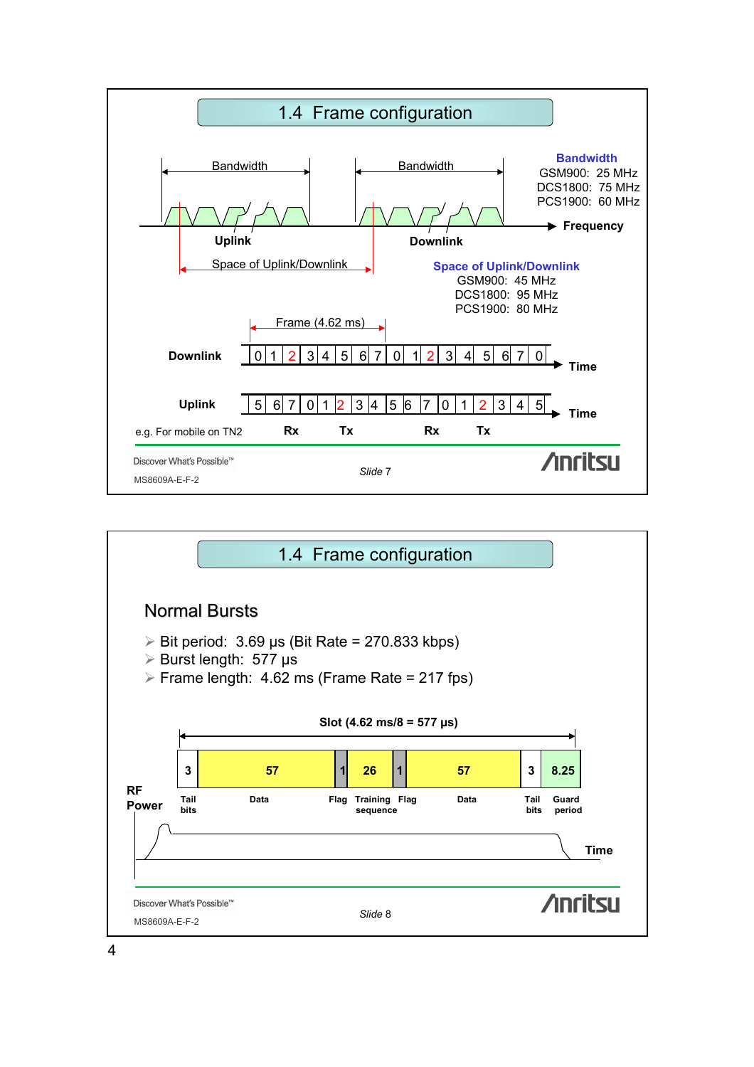## 1.4 Frame configuration

Bandwidth — Uplink — Bandwidth — Downlink — Frequency

Space of Uplink/Downlink

**Bandwidth**
GSM900: 25 MHz
DCS1800: 75 MHz
PCS1900: 60 MHz

**Space of Uplink/Downlink**
GSM900: 45 MHz
DCS1800: 95 MHz
PCS1900: 80 MHz

Frame (4.62 ms)

**Downlink** 0 1 2 3 4 5 6 7 0 1 2 3 4 5 6 7 0 **Time**

**Uplink** 5 6 7 0 1 2 3 4 5 6 7 0 1 2 3 4 5 **Time**

e.g. For mobile on TN2 — **Rx** **Tx** **Rx** **Tx**

Discover What's Possible™

MS8609A-E-F-2

*Slide 7*

## 1.4 Frame configuration

### Normal Bursts

- Bit period: 3.69 μs (Bit Rate = 270.833 kbps)
- Burst length: 577 μs
- Frame length: 4.62 ms (Frame Rate = 217 fps)

**Slot (4.62 ms/8 = 577 μs)**

| 3 | 57 | 1 | 26 | 1 | 57 | 3 | 8.25 |
|---|---|---|---|---|---|---|---|
| Tail bits | Data | Flag | Training sequence | Flag | Data | Tail bits | Guard period |

**RF Power** — **Time**

Discover What's Possible™

MS8609A-E-F-2

*Slide 8*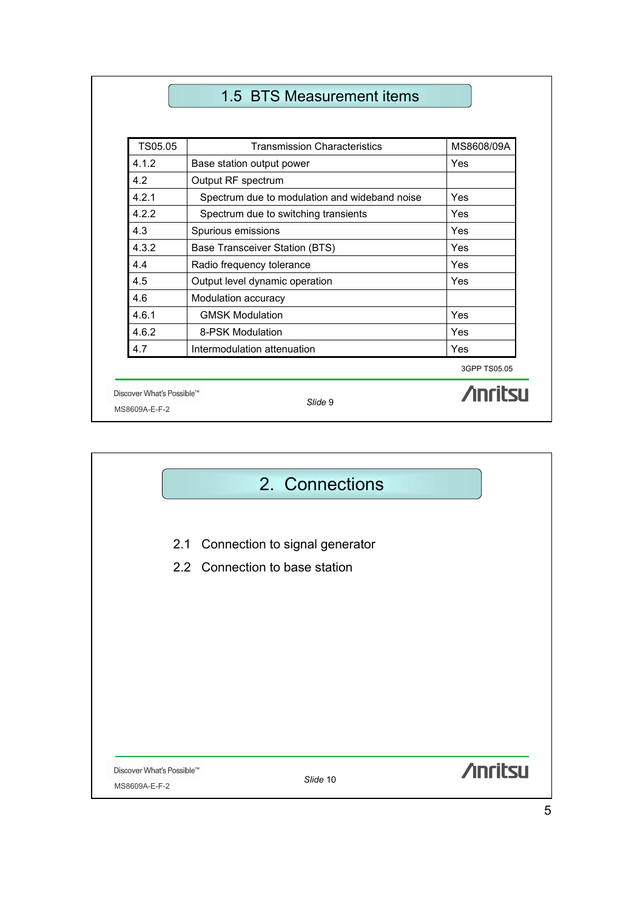## 1.5 BTS Measurement items

| TS05.05 | Transmission Characteristics | MS8608/09A |
|---|---|---|
| 4.1.2 | Base station output power | Yes |
| 4.2 | Output RF spectrum | |
| 4.2.1 | Spectrum due to modulation and wideband noise | Yes |
| 4.2.2 | Spectrum due to switching transients | Yes |
| 4.3 | Spurious emissions | Yes |
| 4.3.2 | Base Transceiver Station (BTS) | Yes |
| 4.4 | Radio frequency tolerance | Yes |
| 4.5 | Output level dynamic operation | Yes |
| 4.6 | Modulation accuracy | |
| 4.6.1 | GMSK Modulation | Yes |
| 4.6.2 | 8-PSK Modulation | Yes |
| 4.7 | Intermodulation attenuation | Yes |

3GPP TS05.05

## 2. Connections

2.1 Connection to signal generator

2.2 Connection to base station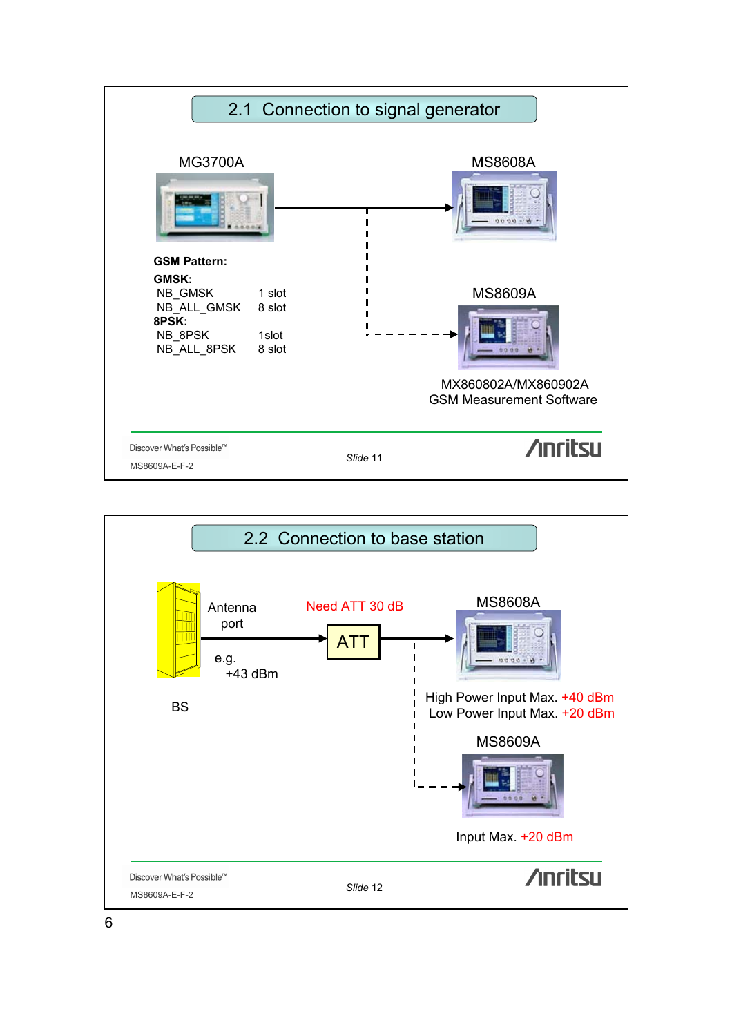## 2.1 Connection to signal generator

MG3700A

MS8608A

MS8609A

**GSM Pattern:**

**GMSK:**

| | |
|---|---|
| NB_GMSK | 1 slot |
| NB_ALL_GMSK | 8 slot |

**8PSK:**

| | |
|---|---|
| NB_8PSK | 1slot |
| NB_ALL_8PSK | 8 slot |

MX860802A/MX860902A
GSM Measurement Software

Slide 11

## 2.2 Connection to base station

BS

Antenna port

e.g. +43 dBm

Need ATT 30 dB

ATT

MS8608A

High Power Input Max. +40 dBm
Low Power Input Max. +20 dBm

MS8609A

Input Max. +20 dBm

Slide 12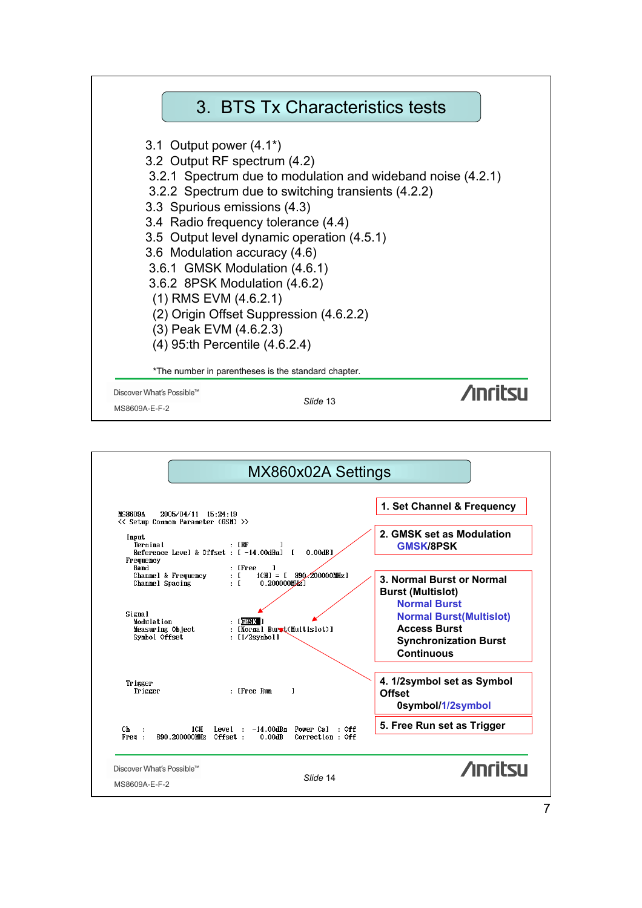## 3. BTS Tx Characteristics tests

3.1 Output power (4.1*)
3.2 Output RF spectrum (4.2)
3.2.1 Spectrum due to modulation and wideband noise (4.2.1)
3.2.2 Spectrum due to switching transients (4.2.2)
3.3 Spurious emissions (4.3)
3.4 Radio frequency tolerance (4.4)
3.5 Output level dynamic operation (4.5.1)
3.6 Modulation accuracy (4.6)
3.6.1 GMSK Modulation (4.6.1)
3.6.2 8PSK Modulation (4.6.2)
(1) RMS EVM (4.6.2.1)
(2) Origin Offset Suppression (4.6.2.2)
(3) Peak EVM (4.6.2.3)
(4) 95:th Percentile (4.6.2.4)

*The number in parentheses is the standard chapter.

Discover What's Possible™
MS8609A-E-F-2
Slide 13
Anritsu

## MX860x02A Settings

```
MS8609A    2005/04/11   15:24:19
<< Setup Common Parameter (GSM) >>

Input
  Terminal                    : [RF          ]
  Reference Level & Offset    : [ -14.00dBm]  [   0.00dB]
Frequency
  Band                        : [Free     ]
  Channel & Frequency         : [     1CH] = [  890.200000MHz]
  Channel Spacing             : [     0.200000MHz]

Signal
  Modulation                  : [GMSK]
  Measuring Object            : [Normal Burst(Multislot)]
  Symbol Offset               : [1/2symbol]

Trigger
  Trigger                     : [Free Run     ]

Ch   :        1CH   Level  :  -14.00dBm   Power Cal   : Off
Freq :  890.200000MHz   Offset :    0.00dB   Correction : Off
```

1. Set Channel & Frequency

2. GMSK set as Modulation
GMSK/8PSK

3. Normal Burst or Normal Burst (Multislot)
Normal Burst
Normal Burst(Multislot)
Access Burst
Synchronization Burst
Continuous

4. 1/2symbol set as Symbol Offset
0symbol/1/2symbol

5. Free Run set as Trigger

Discover What's Possible™
MS8609A-E-F-2
Slide 14
Anritsu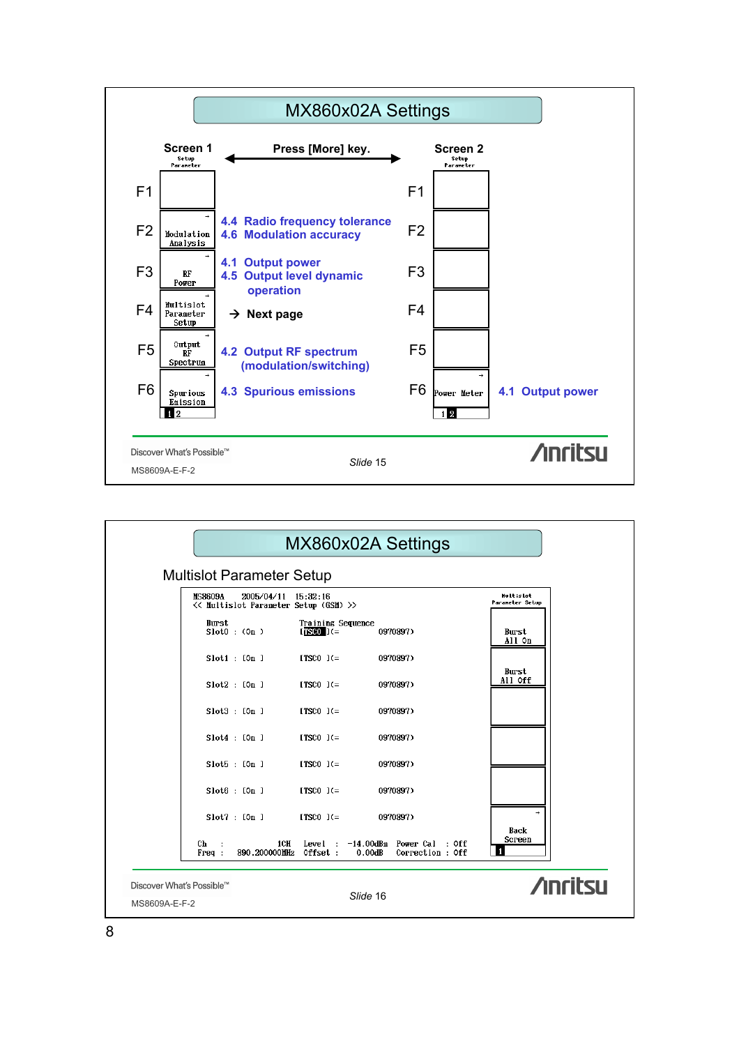## MX860x02A Settings

| | Screen 1 (Setup Parameter) | ← Press [More] key. → | | Screen 2 (Setup Parameter) | |
|---|---|---|---|---|---|
| F1 | | | F1 | | |
| F2 | Modulation Analysis | 4.4 Radio frequency tolerance<br>4.6 Modulation accuracy | F2 | | |
| F3 | RF Power | 4.1 Output power<br>4.5 Output level dynamic operation | F3 | | |
| F4 | Multislot Parameter Setup | → Next page | F4 | | |
| F5 | Output RF Spectrum | 4.2 Output RF spectrum (modulation/switching) | F5 | | |
| F6 | Spurious Emission | 4.3 Spurious emissions | F6 | Power Meter | 4.1 Output power |

Discover What's Possible™

MS8609A-E-F-2

*Slide* 15

---

## MX860x02A Settings

### Multislot Parameter Setup

```
MS8609A     2005/04/11   15:32:16
<< Multislot Parameter Setup (GSM) >>

Burst                  Training Sequence
Slot0 : [On ]          [TSC0 ](=      0970897)
Slot1 : [On ]          [TSC0 ](=      0970897)
Slot2 : [On ]          [TSC0 ](=      0970897)
Slot3 : [On ]          [TSC0 ](=      0970897)
Slot4 : [On ]          [TSC0 ](=      0970897)
Slot5 : [On ]          [TSC0 ](=      0970897)
Slot6 : [On ]          [TSC0 ](=      0970897)
Slot7 : [On ]          [TSC0 ](=      0970897)

Ch   :          1CH   Level  : -14.00dBm  Power Cal   : Off
Freq :  890.200000MHz  Offset :   0.00dB  Correction  : Off
```

Multislot Parameter Setup soft keys: Burst All On, Burst All Off, (blank), (blank), (blank), Back Screen

Discover What's Possible™

MS8609A-E-F-2

*Slide* 16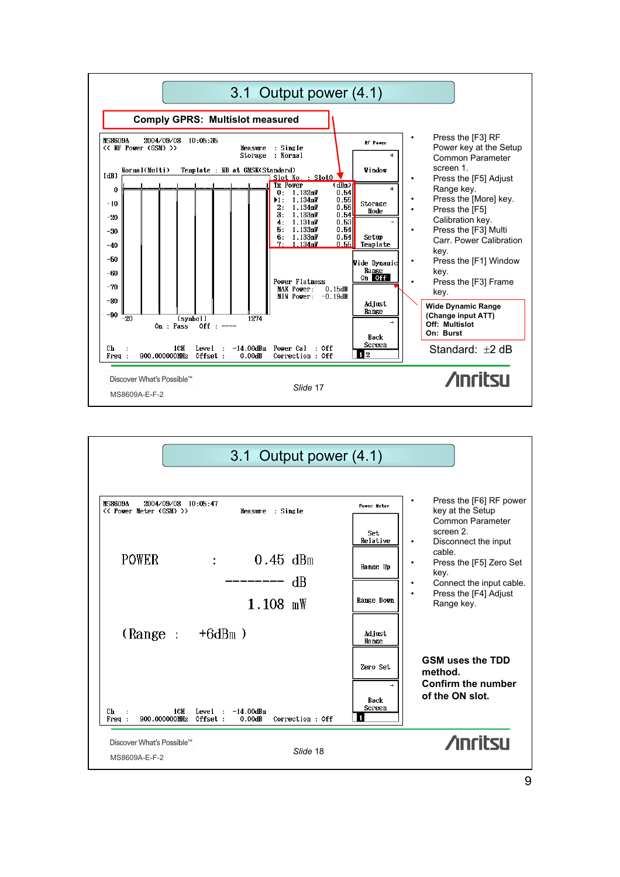## 3.1 Output power (4.1)

**Comply GPRS: Multislot measured**

```
MS8609A    2004/09/08  10:05:35                                    RF Power
<< RF Power (GSM) >>                Measure  : Single
                                    Storage  : Normal

Normal(Multi)    Template : NB at GMSK(Standard)
                                    Slot No. : Slot0
                                    Tx Power          (dBm)
                                     0:  1.132mW    0.54
                                     1:  1.134mW    0.55
                                     2:  1.134mW    0.55
                                     3:  1.133mW    0.54
                                     4:  1.131mW    0.53
                                     5:  1.133mW    0.54
                                     6:  1.133mW    0.54
                                     7:  1.134mW    0.55

                                    Power Flatness
                                     MAX Power:   0.15dB
                                     MIN Power:  -0.19dB

  -20          [symbol]        1274
     On : Pass    Off : ----

Ch   :       1CH   Level  :  -14.00dBm   Power Cal   : Off
Freq : 900.000000MHz  Offset :  0.00dB   Correction  : Off
```

Soft keys: Window / Storage Mode / Setup Template / Wide Dynamic Range On Off / Adjust Range / Back Screen

- Press the [F3] RF Power key at the Setup Common Parameter screen 1.
- Press the [F5] Adjust Range key.
- Press the [More] key.
- Press the [F5] Calibration key.
- Press the [F3] Multi Carr. Power Calibration key.
- Press the [F1] Window key.
- Press the [F3] Frame key.

**Wide Dynamic Range (Change input ATT)**
**Off: Multislot**
**On: Burst**

Standard: ±2 dB

*Slide 17*

## 3.1 Output power (4.1)

```
MS8609A    2004/09/08  10:05:47                                    Power Meter
<< Power Meter (GSM) >>             Measure  : Single

POWER      :       0.45 dBm
                --------  dB
                  1.108  mW

(Range :   +6dBm )

Ch   :       1CH   Level  :  -14.00dBm
Freq : 900.000000MHz  Offset :  0.00dB   Correction : Off
```

Soft keys: Set Relative / Range Up / Range Down / Adjust Range / Zero Set / Back Screen

- Press the [F6] RF power key at the Setup Common Parameter screen 2.
- Disconnect the input cable.
- Press the [F5] Zero Set key.
- Connect the input cable.
- Press the [F4] Adjust Range key.

**GSM uses the TDD method.**
**Confirm the number of the ON slot.**

*Slide 18*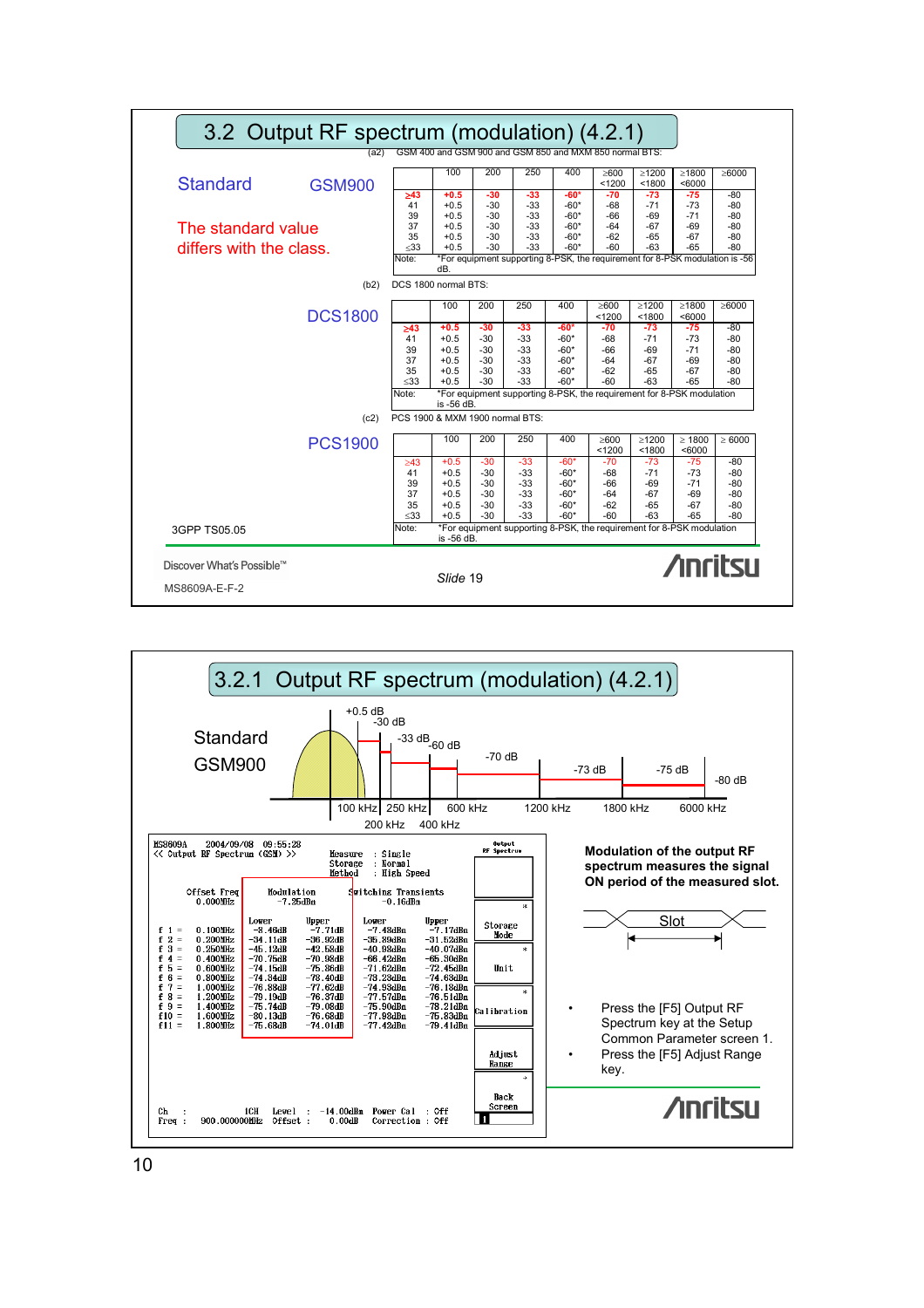# 3.2 Output RF spectrum (modulation) (4.2.1)

**Standard** GSM900

The standard value differs with the class.

(a2) GSM 400 and GSM 900 and MXM 850 normal BTS:

| | 100 | 200 | 250 | 400 | ≥600 <1200 | ≥1200 <1800 | ≥1800 <6000 | ≥6000 |
|---|---|---|---|---|---|---|---|---|
| ≥43 | +0.5 | -30 | -33 | -60* | -70 | -73 | -75 | -80 |
| 41 | +0.5 | -30 | -33 | -60* | -68 | -71 | -73 | -80 |
| 39 | +0.5 | -30 | -33 | -60* | -66 | -69 | -71 | -80 |
| 37 | +0.5 | -30 | -33 | -60* | -64 | -67 | -69 | -80 |
| 35 | +0.5 | -30 | -33 | -60* | -62 | -65 | -67 | -80 |
| ≤33 | +0.5 | -30 | -33 | -60* | -60 | -63 | -65 | -80 |

Note: *For equipment supporting 8-PSK, the requirement for 8-PSK modulation is -56 dB.

DCS1800

(b2) DCS 1800 normal BTS:

| | 100 | 200 | 250 | 400 | ≥600 <1200 | ≥1200 <1800 | ≥1800 <6000 | ≥6000 |
|---|---|---|---|---|---|---|---|---|
| ≥43 | +0.5 | -30 | -33 | -60* | -70 | -73 | -75 | -80 |
| 41 | +0.5 | -30 | -33 | -60* | -68 | -71 | -73 | -80 |
| 39 | +0.5 | -30 | -33 | -60* | -66 | -69 | -71 | -80 |
| 37 | +0.5 | -30 | -33 | -60* | -64 | -67 | -69 | -80 |
| 35 | +0.5 | -30 | -33 | -60* | -62 | -65 | -67 | -80 |
| ≤33 | +0.5 | -30 | -33 | -60* | -60 | -63 | -65 | -80 |

Note: *For equipment supporting 8-PSK, the requirement for 8-PSK modulation is -56 dB.

PCS1900

(c2) PCS 1900 & MXM 1900 normal BTS:

| | 100 | 200 | 250 | 400 | ≥600 <1200 | ≥1200 <1800 | ≥ 1800 <6000 | ≥ 6000 |
|---|---|---|---|---|---|---|---|---|
| ≥43 | +0.5 | -30 | -33 | -60* | -70 | -73 | -75 | -80 |
| 41 | +0.5 | -30 | -33 | -60* | -68 | -71 | -73 | -80 |
| 39 | +0.5 | -30 | -33 | -60* | -66 | -69 | -71 | -80 |
| 37 | +0.5 | -30 | -33 | -60* | -64 | -67 | -69 | -80 |
| 35 | +0.5 | -30 | -33 | -60* | -62 | -65 | -67 | -80 |
| ≤33 | +0.5 | -30 | -33 | -60* | -60 | -63 | -65 | -80 |

Note: *For equipment supporting 8-PSK, the requirement for 8-PSK modulation is -56 dB.

3GPP TS05.05

Discover What's Possible™

MS8609A-E-F-2

*Slide 19*

# 3.2.1 Output RF spectrum (modulation) (4.2.1)

Standard GSM900

+0.5 dB, -30 dB, -33 dB, -60 dB, -70 dB, -73 dB, -75 dB, -80 dB

100 kHz, 200 kHz, 250 kHz, 400 kHz, 600 kHz, 1200 kHz, 1800 kHz, 6000 kHz

```
MS8609A    2004/09/08  09:55:28
<< Output RF Spectrum (GSM) >>     Measure : Single
                                   Storage : Normal
                                   Method  : High Speed

Offset Freq     Modulation          Switching Transients
 0.000MHz        -7.25dBm               -0.16dBm

                 Lower     Upper      Lower      Upper
f 1 =  0.100MHz  -8.46dB   -7.71dB    -7.48dBm   -7.17dBm
f 2 =  0.200MHz  -34.11dB  -36.92dB   -35.89dBm  -31.52dBm
f 3 =  0.250MHz  -45.12dB  -42.58dB   -40.98dBm  -40.07dBm
f 4 =  0.400MHz  -70.75dB  -70.98dB   -66.42dBm  -65.50dBm
f 5 =  0.600MHz  -74.15dB  -75.86dB   -71.62dBm  -72.45dBm
f 6 =  0.800MHz  -74.84dB  -73.40dB   -73.23dBm  -74.63dBm
f 7 =  1.000MHz  -76.89dB  -77.62dB   -74.93dBm  -76.18dBm
f 8 =  1.200MHz  -79.19dB  -76.37dB   -77.57dBm  -76.51dBm
f 9 =  1.400MHz  -75.74dB  -79.08dB   -75.90dBm  -78.21dBm
f10 =  1.600MHz  -80.13dB  -76.68dB   -77.88dBm  -75.83dBm
f11 =  1.800MHz  -75.68dB  -74.01dB   -77.42dBm  -79.41dBm

Ch   :        ICH    Level  :  -14.00dBm  Power Cal  : Off
Freq :  900.000000MHz Offset :   0.00dB   Correction : Off

[Output RF Spectrum] [Storage Mode] [Unit] [Calibration] [Adjust Range] [Back Screen]
```

**Modulation of the output RF spectrum measures the signal ON period of the measured slot.**

Slot

- Press the [F5] Output RF Spectrum key at the Setup Common Parameter screen 1.
- Press the [F5] Adjust Range key.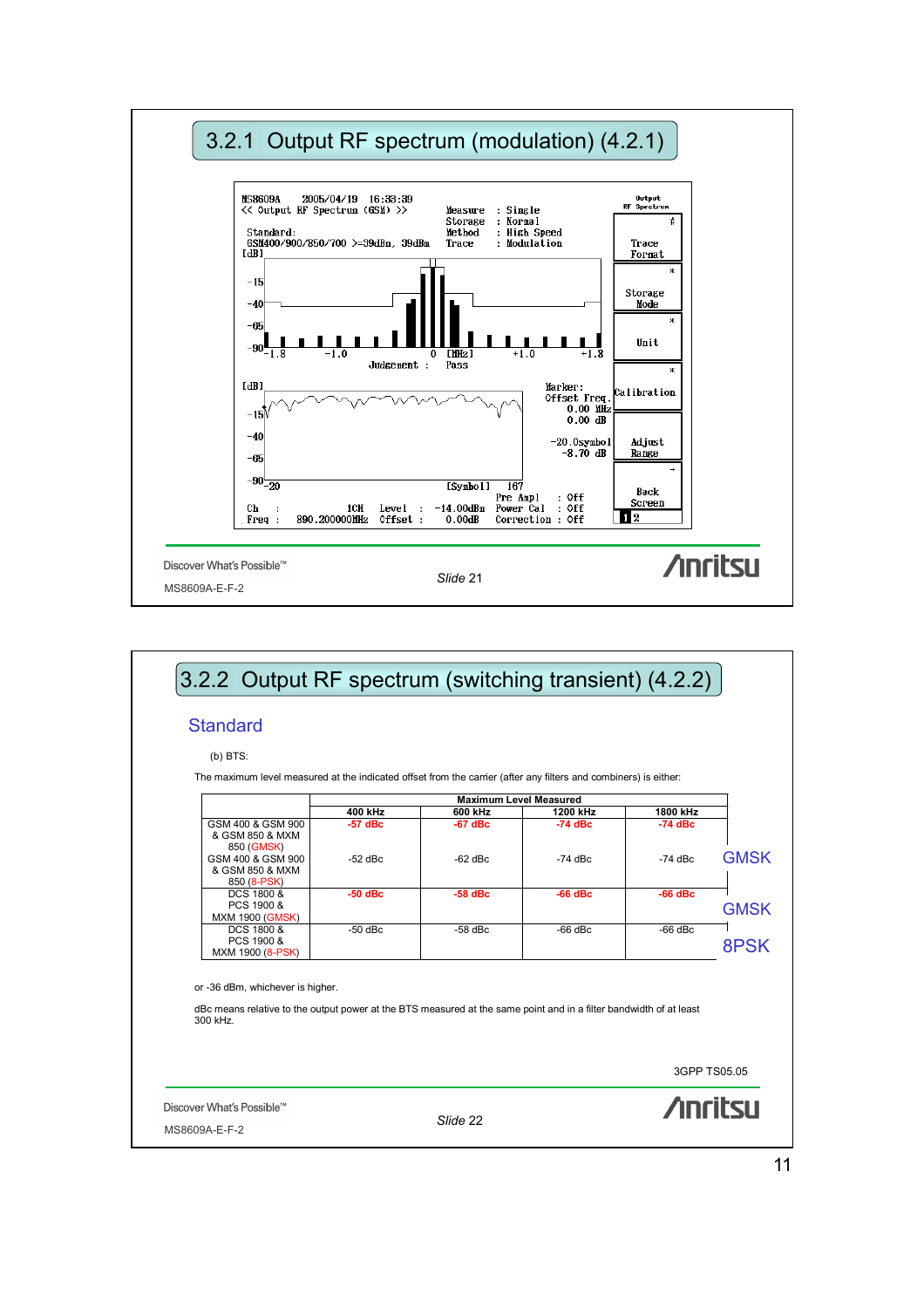## 3.2.1 Output RF spectrum (modulation) (4.2.1)

```
MS8609A    2005/04/19  16:33:39                                    Output
<< Output RF Spectrum (GSM) >>        Measure  : Single          RF Spectrum
                                      Storage  : Normal
Standard:                             Method   : High Speed        Trace
GSM400/900/850/700 >=39dBm, 39dBm     Trace    : Modulation        Format
[dB]
 -15                                                               Storage
 -40                                                               Mode
 -65
 -90                                                               Unit
   -1.8      -1.0        0  [MHz]      +1.0        +1.8
              Judgement :   Pass                                   Calibration
[dB]                                  Marker:
                                      Offset Freq.
 -15                                     0.00 MHz
                                         0.00 dB
 -40                                                               Adjust
                                      -20.0symbol                  Range
 -65                                   -8.70 dB
 -90
    -20                       [Symbol]    167                      Back
                                      Pre Ampl    : Off            Screen
 Ch   :        1CH    Level   : -14.00dBm  Power Cal : Off
 Freq :  890.200000MHz  Offset :  0.00dB    Correction : Off       1 2
```

Discover What's Possible™

MS8609A-E-F-2

*Slide 21*

Anritsu

## 3.2.2 Output RF spectrum (switching transient) (4.2.2)

### Standard

(b) BTS:

The maximum level measured at the indicated offset from the carrier (after any filters and combiners) is either:

| | Maximum Level Measured | | | | |
|---|---|---|---|---|---|
| | 400 kHz | 600 kHz | 1200 kHz | 1800 kHz | |
| GSM 400 & GSM 900 & GSM 850 & MXM 850 (GMSK) | -57 dBc | -67 dBc | -74 dBc | -74 dBc | GMSK |
| GSM 400 & GSM 900 & GSM 850 & MXM 850 (8-PSK) | -52 dBc | -62 dBc | -74 dBc | -74 dBc | |
| DCS 1800 & PCS 1900 & MXM 1900 (GMSK) | -50 dBc | -58 dBc | -66 dBc | -66 dBc | GMSK |
| DCS 1800 & PCS 1900 & MXM 1900 (8-PSK) | -50 dBc | -58 dBc | -66 dBc | -66 dBc | 8PSK |

or -36 dBm, whichever is higher.

dBc means relative to the output power at the BTS measured at the same point and in a filter bandwidth of at least 300 kHz.

3GPP TS05.05

Discover What's Possible™

MS8609A-E-F-2

*Slide 22*

Anritsu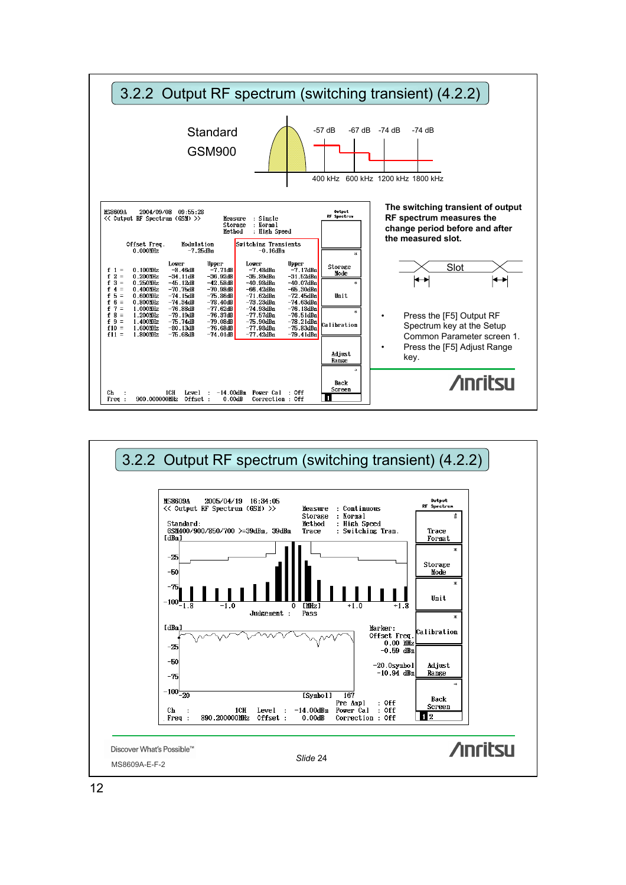# 3.2.2 Output RF spectrum (switching transient) (4.2.2)

Standard

GSM900

-57 dB -67 dB -74 dB -74 dB

400 kHz 600 kHz 1200 kHz 1800 kHz

```
MS8609A    2004/09/08  09:55:28
<< Output RF Spectrum (GSM) >>          Measure  : Single
                                        Storage  : Normal
                                        Method   : High Speed

  Offset Freq.     Modulation      Switching Transients
   0.000MHz         -7.25dBm             -0.16dBm

                   Lower    Upper      Lower      Upper
f 1 = 0.100MHz    -8.46dB  -7.71dB   -7.48dBm   -7.17dBm
f 2 = 0.200MHz   -34.11dB -36.92dB  -35.89dBm  -31.52dBm
f 3 = 0.250MHz   -45.12dB -42.58dB  -40.98dBm  -40.07dBm
f 4 = 0.400MHz   -70.75dB -70.98dB  -66.42dBm  -65.30dBm
f 5 = 0.600MHz   -74.15dB -75.26dB  -71.62dBm  -72.45dBm
f 6 = 0.800MHz   -74.84dB -78.40dB  -73.23dBm  -74.63dBm
f 7 = 1.000MHz   -76.88dB -77.62dB  -74.93dBm  -76.18dBm
f 8 = 1.200MHz   -79.19dB -76.37dB  -77.57dBm  -76.51dBm
f 9 = 1.400MHz   -75.74dB -79.08dB  -75.90dBm  -79.21dBm
f10 = 1.600MHz   -80.13dB -76.68dB  -77.98dBm  -75.83dBm
f11 = 1.800MHz   -75.68dB -74.01dB  -77.42dBm  -79.41dBm

Ch   :         1CH    Level  : -14.00dBm  Power Cal  : Off
Freq : 900.000000MHz  Offset :   0.00dB   Correction : Off
```

**The switching transient of output RF spectrum measures the change period before and after the measured slot.**

Slot

- Press the [F5] Output RF Spectrum key at the Setup Common Parameter screen 1.
- Press the [F5] Adjust Range key.

# 3.2.2 Output RF spectrum (switching transient) (4.2.2)

```
MS8609A    2005/04/19  16:34:05
<< Output RF Spectrum (GSM) >>        Measure  : Continuous
                                      Storage  : Normal
Standard:                             Method   : High Speed
GSM400/900/850/700 >=39dBm, 39dBm     Trace    : Switching Tran.
                                      Judgement : Pass
                                      Marker:
                                      Offset Freq.
                                        0.00 MHz
                                       -0.59 dBm
                                      -20.0symbol
                                      -10.94 dBm
Ch   :         1CH    Level  : -14.00dBm  Pre Ampl   : Off
Freq : 890.200000MHz  Offset :   0.00dB   Power Cal  : Off
                                          Correction : Off
```

Discover What's Possible™

MS8609A-E-F-2

*Slide 24*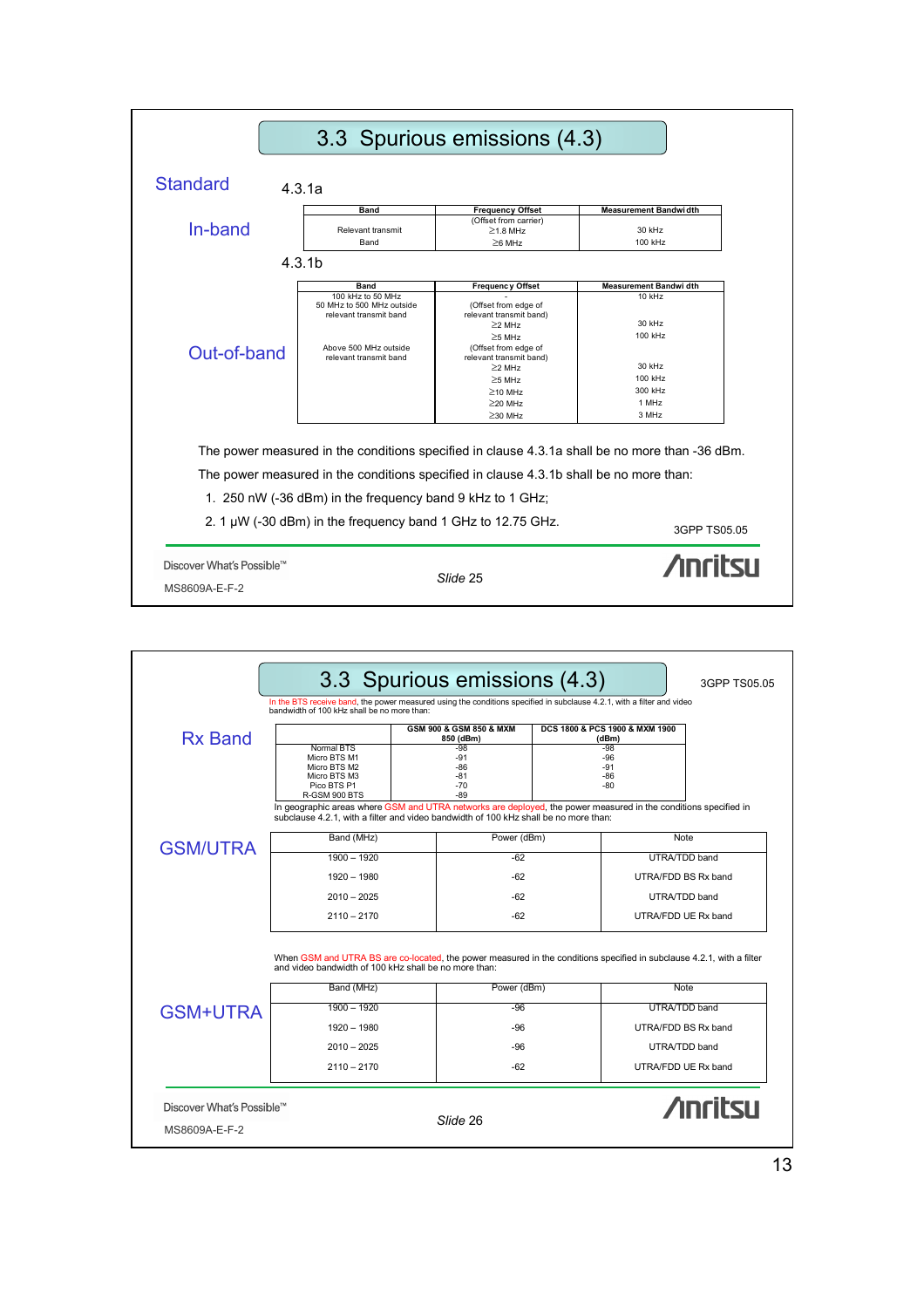## 3.3 Spurious emissions (4.3)

**Standard**

4.3.1a

**In-band**

| Band | Frequency Offset | Measurement Bandwidth |
|---|---|---|
| Relevant transmit Band | (Offset from carrier) ≥1.8 MHz ≥6 MHz | 30 kHz 100 kHz |

4.3.1b

**Out-of-band**

| Band | Frequency Offset | Measurement Bandwidth |
|---|---|---|
| 100 kHz to 50 MHz | - | 10 kHz |
| 50 MHz to 500 MHz outside relevant transmit band | (Offset from edge of relevant transmit band) | |
| | ≥2 MHz | 30 kHz |
| | ≥5 MHz | 100 kHz |
| Above 500 MHz outside relevant transmit band | (Offset from edge of relevant transmit band) | |
| | ≥2 MHz | 30 kHz |
| | ≥5 MHz | 100 kHz |
| | ≥10 MHz | 300 kHz |
| | ≥20 MHz | 1 MHz |
| | ≥30 MHz | 3 MHz |

The power measured in the conditions specified in clause 4.3.1a shall be no more than -36 dBm.

The power measured in the conditions specified in clause 4.3.1b shall be no more than:

1. 250 nW (-36 dBm) in the frequency band 9 kHz to 1 GHz;
2. 1 μW (-30 dBm) in the frequency band 1 GHz to 12.75 GHz.

3GPP TS05.05

Discover What's Possible™

MS8609A-E-F-2

*Slide 25*

## 3.3 Spurious emissions (4.3)

3GPP TS05.05

In the BTS receive band, the power measured using the conditions specified in subclause 4.2.1, with a filter and video bandwidth of 100 kHz shall be no more than:

**Rx Band**

| | GSM 900 & GSM 850 & MXM 850 (dBm) | DCS 1800 & PCS 1900 & MXM 1900 (dBm) |
|---|---|---|
| Normal BTS | -98 | -98 |
| Micro BTS M1 | -91 | -96 |
| Micro BTS M2 | -86 | -91 |
| Micro BTS M3 | -81 | -86 |
| Pico BTS P1 | -70 | -80 |
| R-GSM 900 BTS | -89 | |

In geographic areas where GSM and UTRA networks are deployed, the power measured in the conditions specified in subclause 4.2.1, with a filter and video bandwidth of 100 kHz shall be no more than:

**GSM/UTRA**

| Band (MHz) | Power (dBm) | Note |
|---|---|---|
| 1900 – 1920 | -62 | UTRA/TDD band |
| 1920 – 1980 | -62 | UTRA/FDD BS Rx band |
| 2010 – 2025 | -62 | UTRA/TDD band |
| 2110 – 2170 | -62 | UTRA/FDD UE Rx band |

When GSM and UTRA BS are co-located, the power measured in the conditions specified in subclause 4.2.1, with a filter and video bandwidth of 100 kHz shall be no more than:

**GSM+UTRA**

| Band (MHz) | Power (dBm) | Note |
|---|---|---|
| 1900 – 1920 | -96 | UTRA/TDD band |
| 1920 – 1980 | -96 | UTRA/FDD BS Rx band |
| 2010 – 2025 | -96 | UTRA/TDD band |
| 2110 – 2170 | -62 | UTRA/FDD UE Rx band |

Discover What's Possible™

MS8609A-E-F-2

*Slide 26*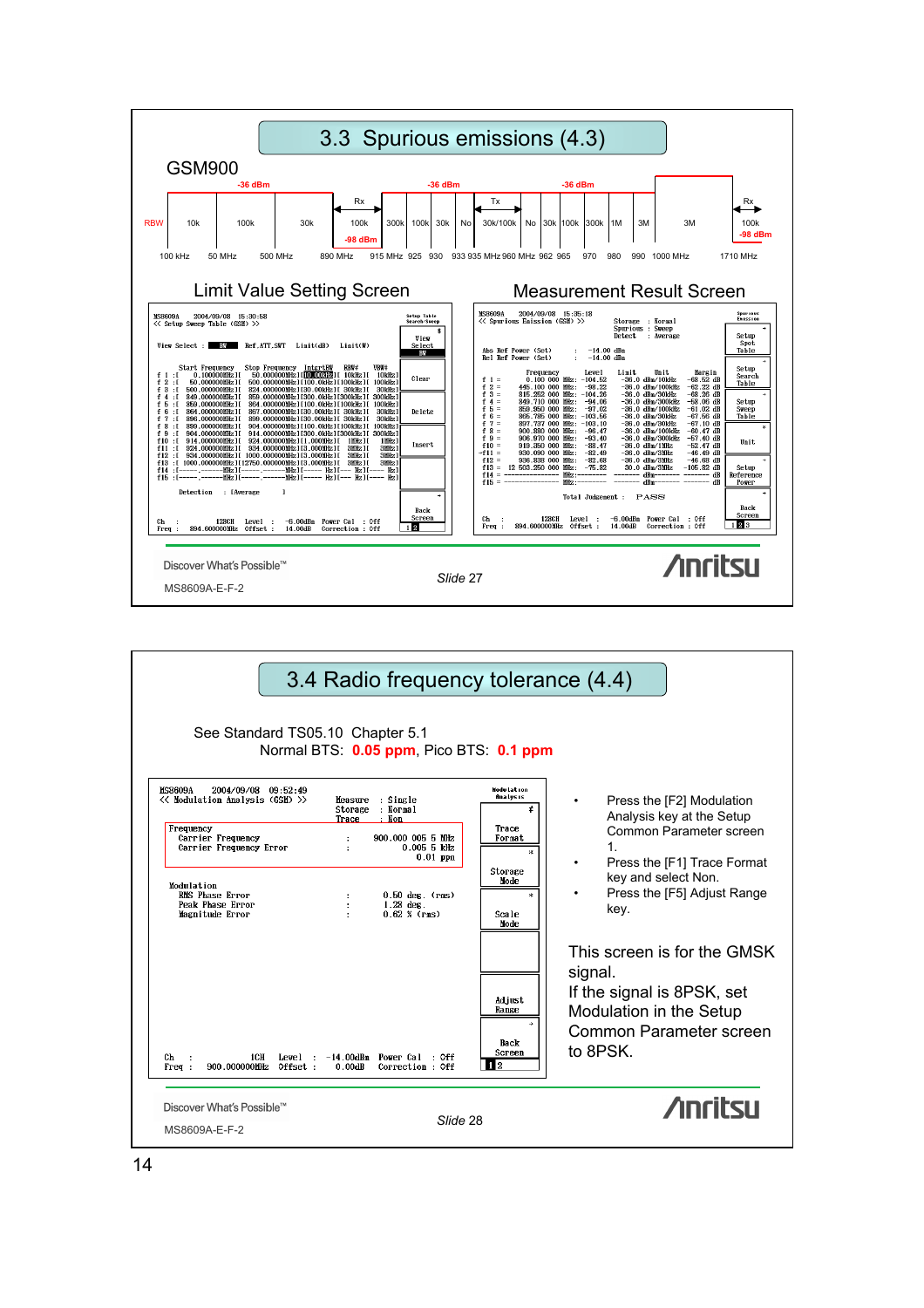# 3.3 Spurious emissions (4.3)

GSM900

| RBW | 10k | 100k | 30k | 100k | 300k | 100k | 30k | No | 30k/100k | No | 30k | 100k | 300k | 1M | 3M | 3M | 100k |
|---|---|---|---|---|---|---|---|---|---|---|---|---|---|---|---|---|---|

Frequencies: 100 kHz, 50 MHz, 500 MHz, 890 MHz, 915 MHz, 925, 930, 933, 935 MHz, 960 MHz, 962, 965, 970, 980, 990, 1000 MHz, 1710 MHz

Limits: -36 dBm (100 kHz – 890 MHz), Rx -98 dBm (890 – 915 MHz), -36 dBm (915 – 935 MHz), Tx (935 – 960 MHz), -36 dBm (960 – 1000 MHz), Rx -98 dBm (1710 MHz)

## Limit Value Setting Screen

## Measurement Result Screen

Discover What's Possible™

Slide 27

MS8609A-E-F-2

# 3.4 Radio frequency tolerance (4.4)

See Standard TS05.10 Chapter 5.1

Normal BTS: **0.05 ppm**, Pico BTS: **0.1 ppm**

- Press the [F2] Modulation Analysis key at the Setup Common Parameter screen 1.
- Press the [F1] Trace Format key and select Non.
- Press the [F5] Adjust Range key.

This screen is for the GMSK signal.
If the signal is 8PSK, set Modulation in the Setup Common Parameter screen to 8PSK.

Discover What's Possible™

Slide 28

MS8609A-E-F-2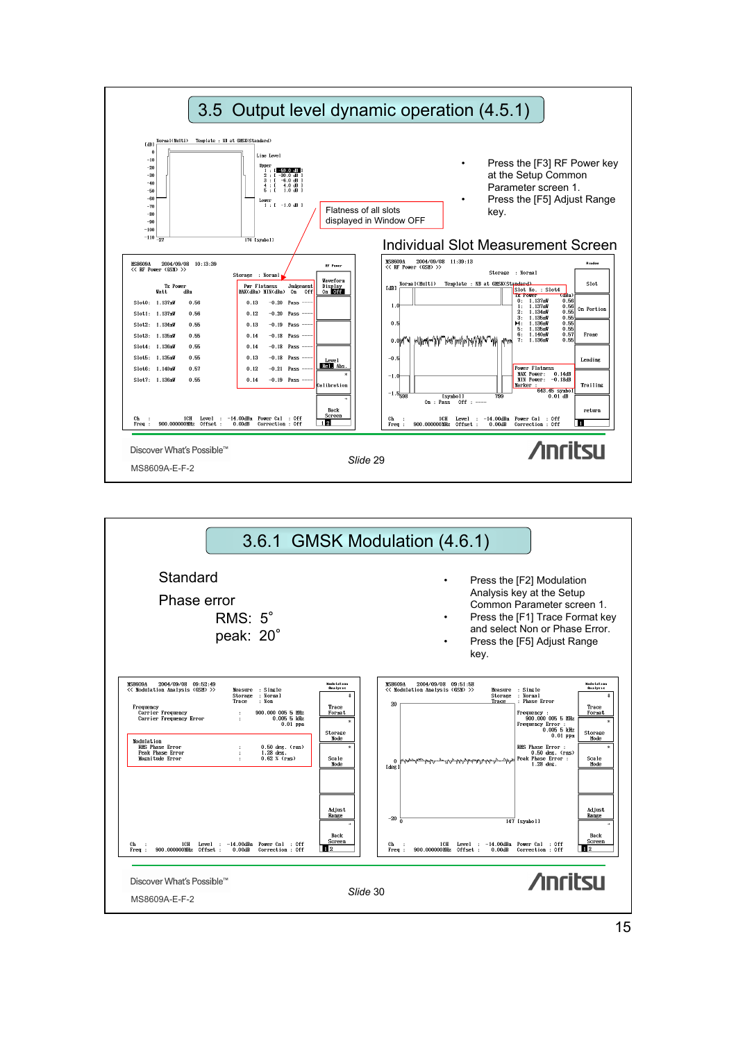## 3.5 Output level dynamic operation (4.5.1)

- Press the [F3] RF Power key at the Setup Common Parameter screen 1.
- Press the [F5] Adjust Range key.

Flatness of all slots displayed in Window OFF

Individual Slot Measurement Screen

Discover What's Possible™

MS8609A-E-F-2

*Slide* 29

Anritsu

## 3.6.1 GMSK Modulation (4.6.1)

Standard

Phase error

RMS: 5°

peak: 20°

- Press the [F2] Modulation Analysis key at the Setup Common Parameter screen 1.
- Press the [F1] Trace Format key and select Non or Phase Error.
- Press the [F5] Adjust Range key.

Discover What's Possible™

MS8609A-E-F-2

*Slide* 30

Anritsu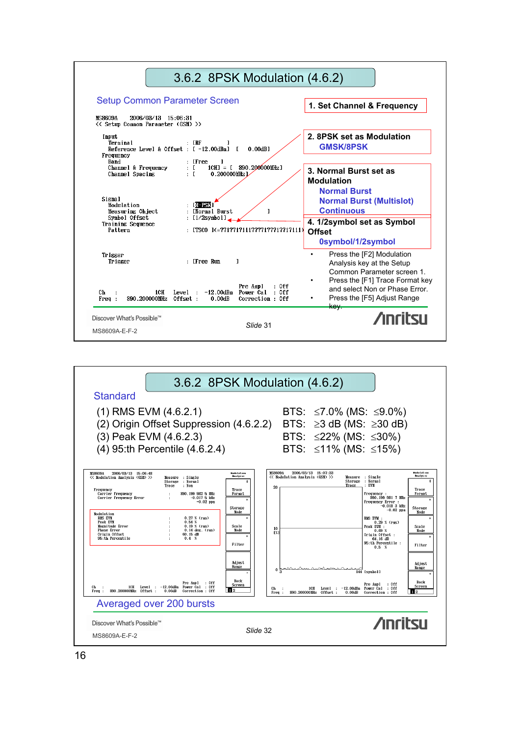## 3.6.2 8PSK Modulation (4.6.2)

### Setup Common Parameter Screen

```
MS8609A     2006/03/13   15:06:31
<< Setup Common Parameter (GSM) >>

 Input
   Terminal                        : [RF             ]
   Reference Level & Offset        : [ -12.00dBm]  [   0.00dB]
 Frequency
   Band                            : [Free     ]
   Channel & Frequency             : [       1CH] = [  890.200000MHz]
   Channel Spacing                 : [    0.200000MHz]

 Signal
   Modulation                      : [8-PSK]
   Measuring Object                : [Normal Burst                ]
   Symbol Offset                   : [1/2symbol]
 Training Sequence
   Pattern                         : [TSC0  ](=77177171117777177717171111)

 Trigger
   Trigger                         : [Free Run      ]

                                          Pre Ampl    : Off
 Ch   :          1CH   Level   :  -12.00dBm  Power Cal   : Off
 Freq :  890.200000MHz  Offset  :    0.00dB   Correction  : Off
```

1. Set Channel & Frequency

2. 8PSK set as Modulation
   GMSK/8PSK

3. Normal Burst set as Modulation
   Normal Burst
   Normal Burst (Multislot)
   Continuous

4. 1/2symbol set as Symbol Offset
   0symbol/1/2symbol

- Press the [F2] Modulation Analysis key at the Setup Common Parameter screen 1.
- Press the [F1] Trace Format key and select Non or Phase Error.
- Press the [F5] Adjust Range key.

Discover What's Possible™

MS8609A-E-F-2

*Slide 31*

---

## 3.6.2 8PSK Modulation (4.6.2)

### Standard

| | |
|---|---|
| (1) RMS EVM (4.6.2.1) | BTS: ≤7.0% (MS: ≤9.0%) |
| (2) Origin Offset Suppression (4.6.2.2) | BTS: ≥3 dB (MS: ≥30 dB) |
| (3) Peak EVM (4.6.2.3) | BTS: ≤22% (MS: ≤30%) |
| (4) 95:th Percentile (4.6.2.4) | BTS: ≤11% (MS: ≤15%) |

```
MS8609A     2006/03/13   15:06:48
<< Modulation Analysis (GSM) >>      Measure  : Single
                                     Storage  : Normal
                                     Trace    : Non
 Frequency
   Carrier Frequency          :   890.199 982 5 MHz
   Carrier Frequency Error    :        -0.017 5 kHz
                                       -0.02 ppm
 Modulation
   RMS EVM                    :    0.27 % (rms)
   Peak EVM                   :    0.54 %
   Magnitude Error            :    0.19 % (rms)
   Phase Error                :    0.14 deg. (rms)
   Origin Offset              :   60.15 dB
   95:th Percentile           :    0.4  %
```

```
MS8609A     2006/03/13   15:07:33
<< Modulation Analysis (GSM) >>      Measure  : Single
                                     Storage  : Normal
                                     Trace    : EVM
 Frequency :
   890.199 981 7 MHz
 Frequency Error :
   -0.018 3 kHz
   -0.02 ppm
 RMS EVM :
   0.29 % (rms)
 Peak EVM :
   0.69 %
 Origin Offset :
   64.16 dB
 95:th Percentile :
   0.5 %
```

Averaged over 200 bursts

Discover What's Possible™

MS8609A-E-F-2

*Slide 32*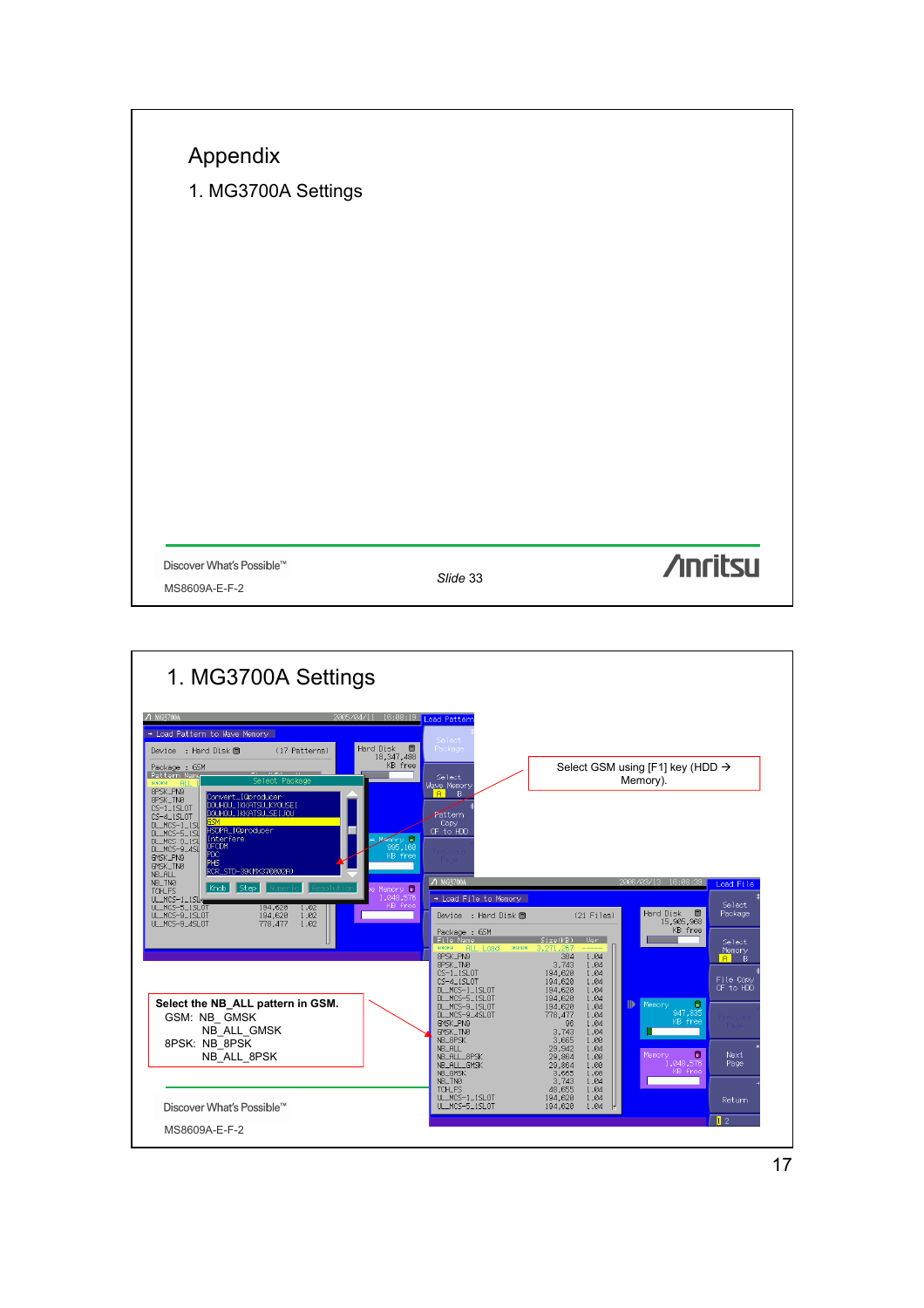# Appendix

## 1. MG3700A Settings

Discover What's Possible™

MS8609A-E-F-2

Slide 33

---

## 1. MG3700A Settings

Select GSM using [F1] key (HDD → Memory).

**Select the NB_ALL pattern in GSM.**

GSM: NB_GMSK
NB_ALL_GMSK
8PSK: NB_8PSK
NB_ALL_8PSK

Discover What's Possible™

MS8609A-E-F-2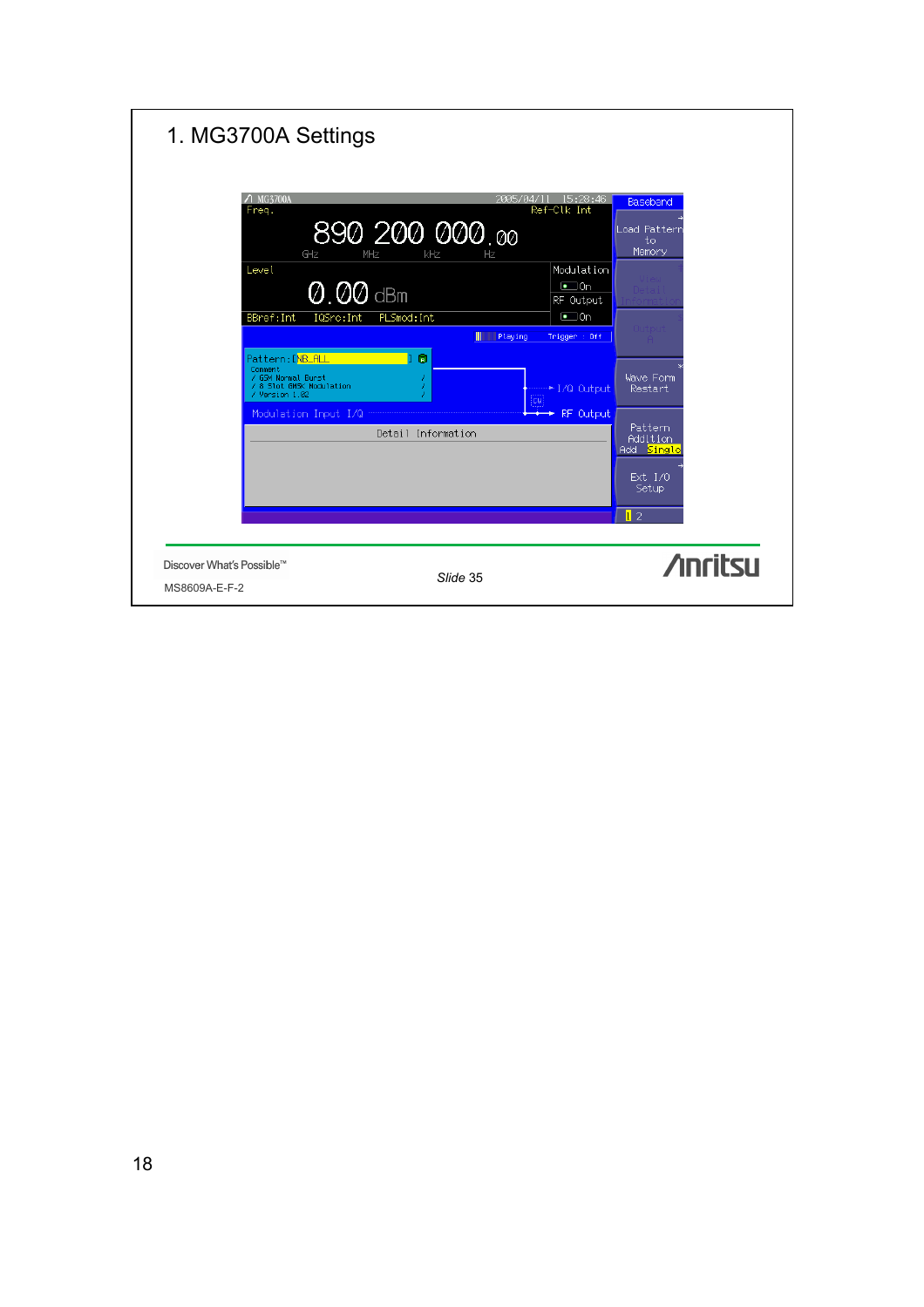# 1. MG3700A Settings

Discover What's Possible™

MS8609A-E-F-2

*Slide* 35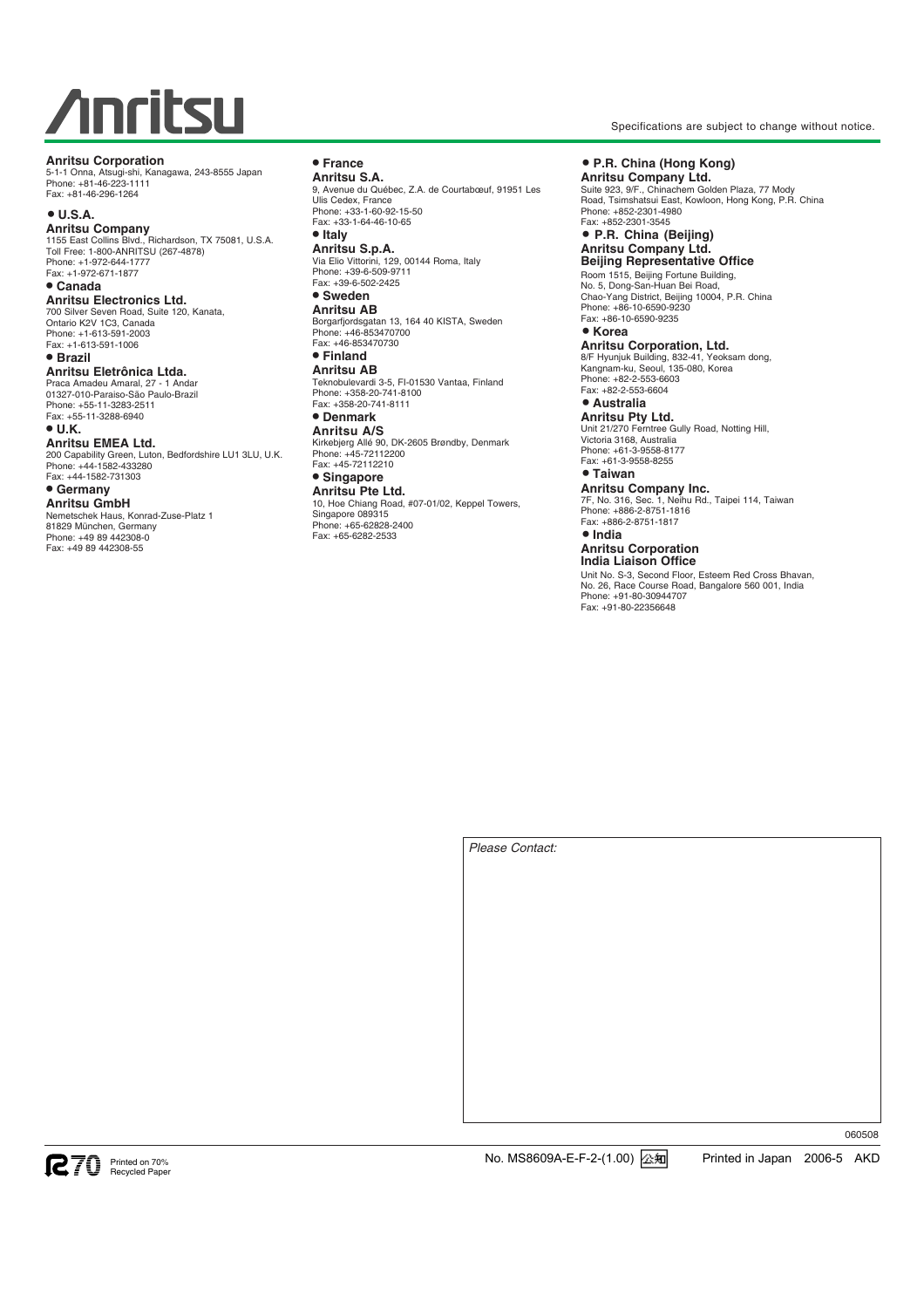# Anritsu

Specifications are subject to change without notice.

**Anritsu Corporation**
5-1-1 Onna, Atsugi-shi, Kanagawa, 243-8555 Japan
Phone: +81-46-223-1111
Fax: +81-46-296-1264

**• U.S.A.**
**Anritsu Company**
1155 East Collins Blvd., Richardson, TX 75081, U.S.A.
Toll Free: 1-800-ANRITSU (267-4878)
Phone: +1-972-644-1777
Fax: +1-972-671-1877

**• Canada**
**Anritsu Electronics Ltd.**
700 Silver Seven Road, Suite 120, Kanata,
Ontario K2V 1C3, Canada
Phone: +1-613-591-2003
Fax: +1-613-591-1006

**• Brazil**
**Anritsu Eletrônica Ltda.**
Praca Amadeu Amaral, 27 - 1 Andar
01327-010-Paraiso-São Paulo-Brazil
Phone: +55-11-3283-2511
Fax: +55-11-3288-6940

**• U.K.**
**Anritsu EMEA Ltd.**
200 Capability Green, Luton, Bedfordshire LU1 3LU, U.K.
Phone: +44-1582-433280
Fax: +44-1582-731303

**• Germany**
**Anritsu GmbH**
Nemetschek Haus, Konrad-Zuse-Platz 1
81829 München, Germany
Phone: +49 89 442308-0
Fax: +49 89 442308-55

**• France**
**Anritsu S.A.**
9, Avenue du Québec, Z.A. de Courtabœuf, 91951 Les Ulis Cedex, France
Phone: +33-1-60-92-15-50
Fax: +33-1-64-46-10-65

**• Italy**
**Anritsu S.p.A.**
Via Elio Vittorini, 129, 00144 Roma, Italy
Phone: +39-6-509-9711
Fax: +39-6-502-2425

**• Sweden**
**Anritsu AB**
Borgarfjordsgatan 13, 164 40 KISTA, Sweden
Phone: +46-853470700
Fax: +46-853470730

**• Finland**
**Anritsu AB**
Teknobulevardi 3-5, FI-01530 Vantaa, Finland
Phone: +358-20-741-8100
Fax: +358-20-741-8111

**• Denmark**
**Anritsu A/S**
Kirkebjerg Allé 90, DK-2605 Brøndby, Denmark
Phone: +45-72112200
Fax: +45-72112210

**• Singapore**
**Anritsu Pte Ltd.**
10, Hoe Chiang Road, #07-01/02, Keppel Towers,
Singapore 089315
Phone: +65-62828-2400
Fax: +65-6282-2533

**• P.R. China (Hong Kong)**
**Anritsu Company Ltd.**
Suite 923, 9/F., Chinachem Golden Plaza, 77 Mody Road, Tsimshatsui East, Kowloon, Hong Kong, P.R. China
Phone: +852-2301-4980
Fax: +852-2301-3545

**• P.R. China (Beijing)**
**Anritsu Company Ltd.**
**Beijing Representative Office**
Room 1515, Beijing Fortune Building,
No. 5, Dong-San-Huan Bei Road,
Chao-Yang District, Beijing 10004, P.R. China
Phone: +86-10-6590-9230
Fax: +86-10-6590-9235

**• Korea**
**Anritsu Corporation, Ltd.**
8/F Hyunjuk Building, 832-41, Yeoksam dong,
Kangnam-ku, Seoul, 135-080, Korea
Phone: +82-2-553-6603
Fax: +82-2-553-6604

**• Australia**
**Anritsu Pty Ltd.**
Unit 21/270 Ferntree Gully Road, Notting Hill,
Victoria 3168, Australia
Phone: +61-3-9558-8177
Fax: +61-3-9558-8255

**• Taiwan**
**Anritsu Company Inc.**
7F, No. 316, Sec. 1, Neihu Rd., Taipei 114, Taiwan
Phone: +886-2-8751-1816
Fax: +886-2-8751-1817

**• India**
**Anritsu Corporation**
**India Liaison Office**
Unit No. S-3, Second Floor, Esteem Red Cross Bhavan,
No. 26, Race Course Road, Bangalore 560 001, India
Phone: +91-80-30944707
Fax: +91-80-22356648

*Please Contact:*

060508

R70 Printed on 70% Recycled Paper

No. MS8609A-E-F-2-(1.00) 公知 Printed in Japan 2006-5 AKD